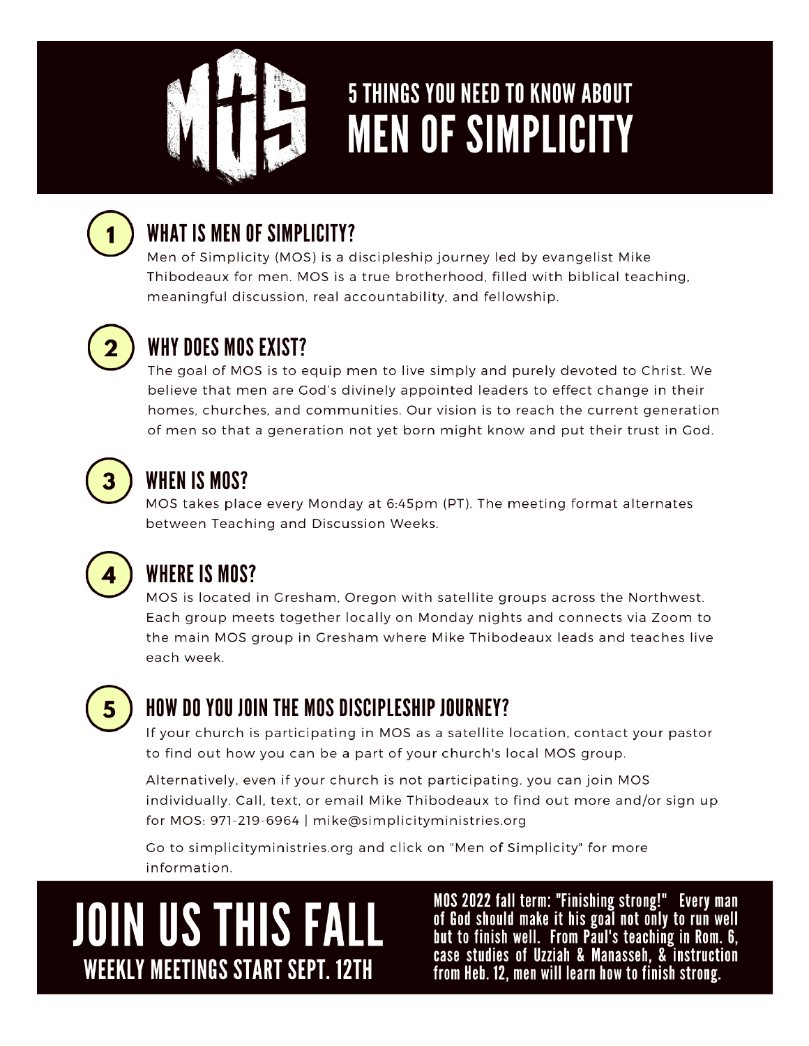# 5 THINGS YOU NEED TO KNOW ABOUT MEN OF SIMPLICITY

## 1 WHAT IS MEN OF SIMPLICITY?

Men of Simplicity (MOS) is a discipleship journey led by evangelist Mike Thibodeaux for men. MOS is a true brotherhood, filled with biblical teaching, meaningful discussion, real accountability, and fellowship.

## 2 WHY DOES MOS EXIST?

The goal of MOS is to equip men to live simply and purely devoted to Christ. We believe that men are God's divinely appointed leaders to effect change in their homes, churches, and communities. Our vision is to reach the current generation of men so that a generation not yet born might know and put their trust in God.

## 3 WHEN IS MOS?

MOS takes place every Monday at 6:45pm (PT). The meeting format alternates between Teaching and Discussion Weeks.

## 4 WHERE IS MOS?

MOS is located in Gresham, Oregon with satellite groups across the Northwest. Each group meets together locally on Monday nights and connects via Zoom to the main MOS group in Gresham where Mike Thibodeaux leads and teaches live each week.

## 5 HOW DO YOU JOIN THE MOS DISCIPLESHIP JOURNEY?

If your church is participating in MOS as a satellite location, contact your pastor to find out how you can be a part of your church's local MOS group.

Alternatively, even if your church is not participating, you can join MOS individually. Call, text, or email Mike Thibodeaux to find out more and/or sign up for MOS: 971-219-6964 | mike@simplicityministries.org

Go to simplicityministries.org and click on "Men of Simplicity" for more information.

# JOIN US THIS FALL

## WEEKLY MEETINGS START SEPT. 12TH

MOS 2022 fall term: "Finishing strong!" Every man of God should make it his goal not only to run well but to finish well. From Paul's teaching in Rom. 6, case studies of Uzziah & Manasseh, & instruction from Heb. 12, men will learn how to finish strong.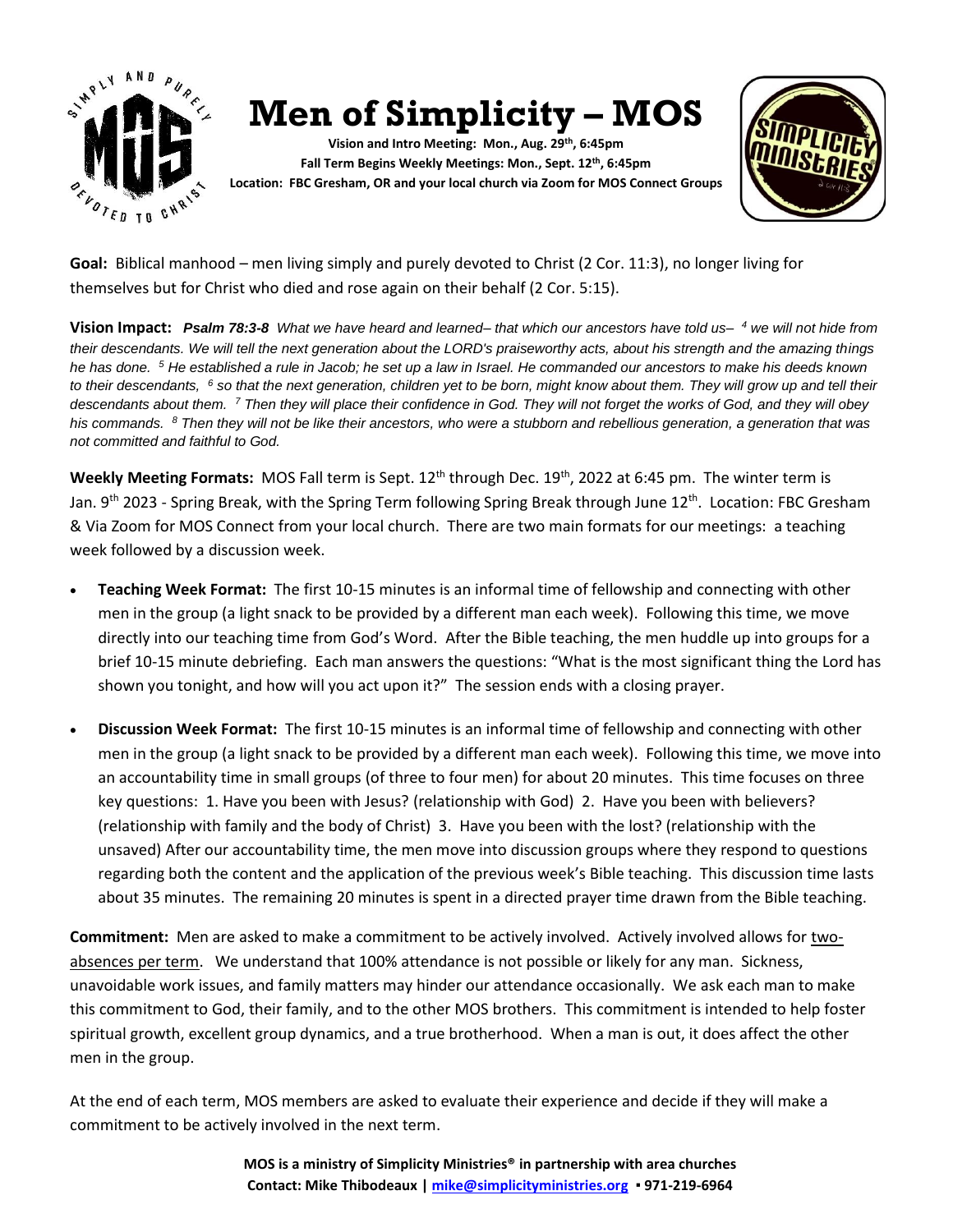# Men of Simplicity – MOS

**Vision and Intro Meeting: Mon., Aug. 29th, 6:45pm**
**Fall Term Begins Weekly Meetings: Mon., Sept. 12th, 6:45pm**
**Location: FBC Gresham, OR and your local church via Zoom for MOS Connect Groups**

**Goal:** Biblical manhood – men living simply and purely devoted to Christ (2 Cor. 11:3), no longer living for themselves but for Christ who died and rose again on their behalf (2 Cor. 5:15).

**Vision Impact:** ***Psalm 78:3-8*** *What we have heard and learned– that which our ancestors have told us– [4] we will not hide from their descendants. We will tell the next generation about the LORD's praiseworthy acts, about his strength and the amazing things he has done. [5] He established a rule in Jacob; he set up a law in Israel. He commanded our ancestors to make his deeds known to their descendants, [6] so that the next generation, children yet to be born, might know about them. They will grow up and tell their descendants about them. [7] Then they will place their confidence in God. They will not forget the works of God, and they will obey his commands. [8] Then they will not be like their ancestors, who were a stubborn and rebellious generation, a generation that was not committed and faithful to God.*

**Weekly Meeting Formats:** MOS Fall term is Sept. 12th through Dec. 19th, 2022 at 6:45 pm. The winter term is Jan. 9th 2023 - Spring Break, with the Spring Term following Spring Break through June 12th. Location: FBC Gresham & Via Zoom for MOS Connect from your local church. There are two main formats for our meetings: a teaching week followed by a discussion week.

- **Teaching Week Format:** The first 10-15 minutes is an informal time of fellowship and connecting with other men in the group (a light snack to be provided by a different man each week). Following this time, we move directly into our teaching time from God's Word. After the Bible teaching, the men huddle up into groups for a brief 10-15 minute debriefing. Each man answers the questions: "What is the most significant thing the Lord has shown you tonight, and how will you act upon it?" The session ends with a closing prayer.
- **Discussion Week Format:** The first 10-15 minutes is an informal time of fellowship and connecting with other men in the group (a light snack to be provided by a different man each week). Following this time, we move into an accountability time in small groups (of three to four men) for about 20 minutes. This time focuses on three key questions: 1. Have you been with Jesus? (relationship with God) 2. Have you been with believers? (relationship with family and the body of Christ) 3. Have you been with the lost? (relationship with the unsaved) After our accountability time, the men move into discussion groups where they respond to questions regarding both the content and the application of the previous week's Bible teaching. This discussion time lasts about 35 minutes. The remaining 20 minutes is spent in a directed prayer time drawn from the Bible teaching.

**Commitment:** Men are asked to make a commitment to be actively involved. Actively involved allows for two-absences per term. We understand that 100% attendance is not possible or likely for any man. Sickness, unavoidable work issues, and family matters may hinder our attendance occasionally. We ask each man to make this commitment to God, their family, and to the other MOS brothers. This commitment is intended to help foster spiritual growth, excellent group dynamics, and a true brotherhood. When a man is out, it does affect the other men in the group.

At the end of each term, MOS members are asked to evaluate their experience and decide if they will make a commitment to be actively involved in the next term.

**MOS is a ministry of Simplicity Ministries® in partnership with area churches**
**Contact: Mike Thibodeaux | mike@simplicityministries.org ▪ 971-219-6964**